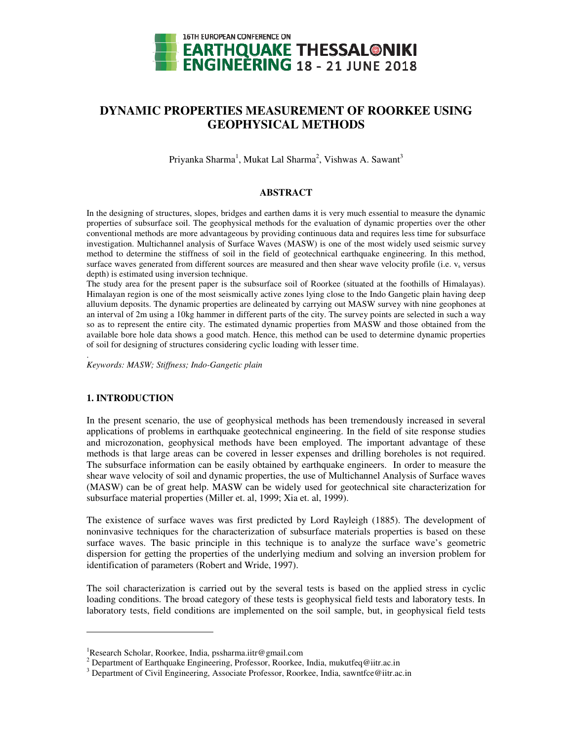# DYNAMIC PROPERTIES MEASUREMENT OF ROORKEE USING GEOPHYSICAL METHODS

Priyanka Sharma[1], Mukat Lal Sharma[2], Vishwas A. Sawant[3]

## ABSTRACT

In the designing of structures, slopes, bridges and earthen dams it is very much essential to measure the dynamic properties of subsurface soil. The geophysical methods for the evaluation of dynamic properties over the other conventional methods are more advantageous by providing continuous data and requires less time for subsurface investigation. Multichannel analysis of Surface Waves (MASW) is one of the most widely used seismic survey method to determine the stiffness of soil in the field of geotechnical earthquake engineering. In this method, surface waves generated from different sources are measured and then shear wave velocity profile (i.e. $v_s$ versus depth) is estimated using inversion technique.

The study area for the present paper is the subsurface soil of Roorkee (situated at the foothills of Himalayas). Himalayan region is one of the most seismically active zones lying close to the Indo Gangetic plain having deep alluvium deposits. The dynamic properties are delineated by carrying out MASW survey with nine geophones at an interval of 2m using a 10kg hammer in different parts of the city. The survey points are selected in such a way so as to represent the entire city. The estimated dynamic properties from MASW and those obtained from the available bore hole data shows a good match. Hence, this method can be used to determine dynamic properties of soil for designing of structures considering cyclic loading with lesser time.

*Keywords: MASW; Stiffness; Indo-Gangetic plain*

## 1. INTRODUCTION

In the present scenario, the use of geophysical methods has been tremendously increased in several applications of problems in earthquake geotechnical engineering. In the field of site response studies and microzonation, geophysical methods have been employed. The important advantage of these methods is that large areas can be covered in lesser expenses and drilling boreholes is not required. The subsurface information can be easily obtained by earthquake engineers. In order to measure the shear wave velocity of soil and dynamic properties, the use of Multichannel Analysis of Surface waves (MASW) can be of great help. MASW can be widely used for geotechnical site characterization for subsurface material properties (Miller et. al, 1999; Xia et. al, 1999).

The existence of surface waves was first predicted by Lord Rayleigh (1885). The development of noninvasive techniques for the characterization of subsurface materials properties is based on these surface waves. The basic principle in this technique is to analyze the surface wave's geometric dispersion for getting the properties of the underlying medium and solving an inversion problem for identification of parameters (Robert and Wride, 1997).

The soil characterization is carried out by the several tests is based on the applied stress in cyclic loading conditions. The broad category of these tests is geophysical field tests and laboratory tests. In laboratory tests, field conditions are implemented on the soil sample, but, in geophysical field tests

---

[1]Research Scholar, Roorkee, India, pssharma.iitr@gmail.com

[2] Department of Earthquake Engineering, Professor, Roorkee, India, mukutfeq@iitr.ac.in

[3] Department of Civil Engineering, Associate Professor, Roorkee, India, sawntfce@iitr.ac.in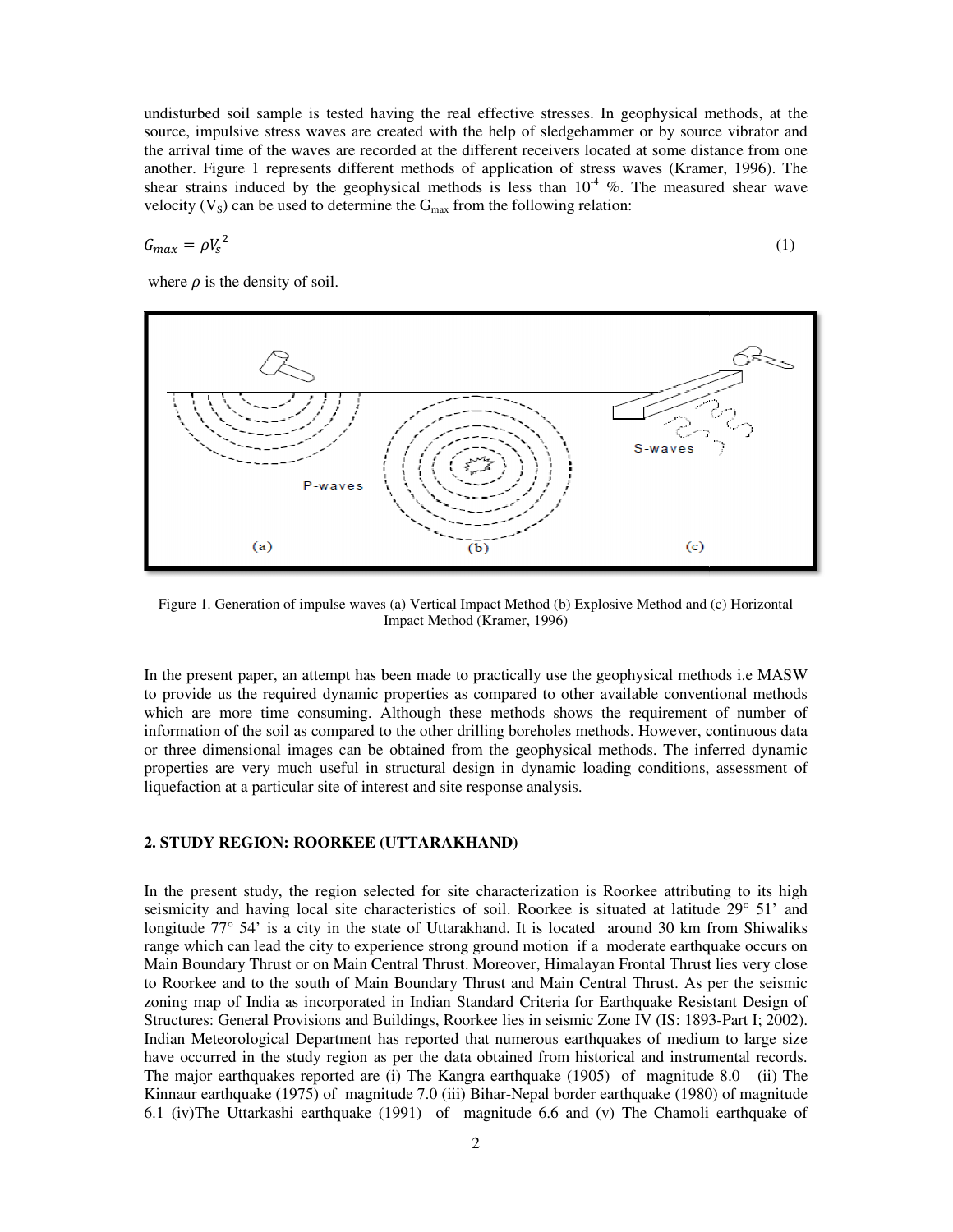undisturbed soil sample is tested having the real effective stresses. In geophysical methods, at the source, impulsive stress waves are created with the help of sledgehammer or by source vibrator and the arrival time of the waves are recorded at the different receivers located at some distance from one another. Figure 1 represents different methods of application of stress waves (Kramer, 1996). The shear strains induced by the geophysical methods is less than $10^{-4}$ %. The measured shear wave velocity ($V_S$) can be used to determine the $G_{max}$ from the following relation:

$$G_{max} = \rho V_s^{\,2} \tag{1}$$

where $\rho$ is the density of soil.

P-waves

S-waves

(a)

(b)

(c)

Figure 1. Generation of impulse waves (a) Vertical Impact Method (b) Explosive Method and (c) Horizontal Impact Method (Kramer, 1996)

In the present paper, an attempt has been made to practically use the geophysical methods i.e MASW to provide us the required dynamic properties as compared to other available conventional methods which are more time consuming. Although these methods shows the requirement of number of information of the soil as compared to the other drilling boreholes methods. However, continuous data or three dimensional images can be obtained from the geophysical methods. The inferred dynamic properties are very much useful in structural design in dynamic loading conditions, assessment of liquefaction at a particular site of interest and site response analysis.

## 2. STUDY REGION: ROORKEE (UTTARAKHAND)

In the present study, the region selected for site characterization is Roorkee attributing to its high seismicity and having local site characteristics of soil. Roorkee is situated at latitude 29° 51' and longitude 77° 54' is a city in the state of Uttarakhand. It is located around 30 km from Shiwaliks range which can lead the city to experience strong ground motion if a moderate earthquake occurs on Main Boundary Thrust or on Main Central Thrust. Moreover, Himalayan Frontal Thrust lies very close to Roorkee and to the south of Main Boundary Thrust and Main Central Thrust. As per the seismic zoning map of India as incorporated in Indian Standard Criteria for Earthquake Resistant Design of Structures: General Provisions and Buildings, Roorkee lies in seismic Zone IV (IS: 1893-Part I; 2002). Indian Meteorological Department has reported that numerous earthquakes of medium to large size have occurred in the study region as per the data obtained from historical and instrumental records. The major earthquakes reported are (i) The Kangra earthquake (1905) of magnitude 8.0 (ii) The Kinnaur earthquake (1975) of magnitude 7.0 (iii) Bihar-Nepal border earthquake (1980) of magnitude 6.1 (iv)The Uttarkashi earthquake (1991) of magnitude 6.6 and (v) The Chamoli earthquake of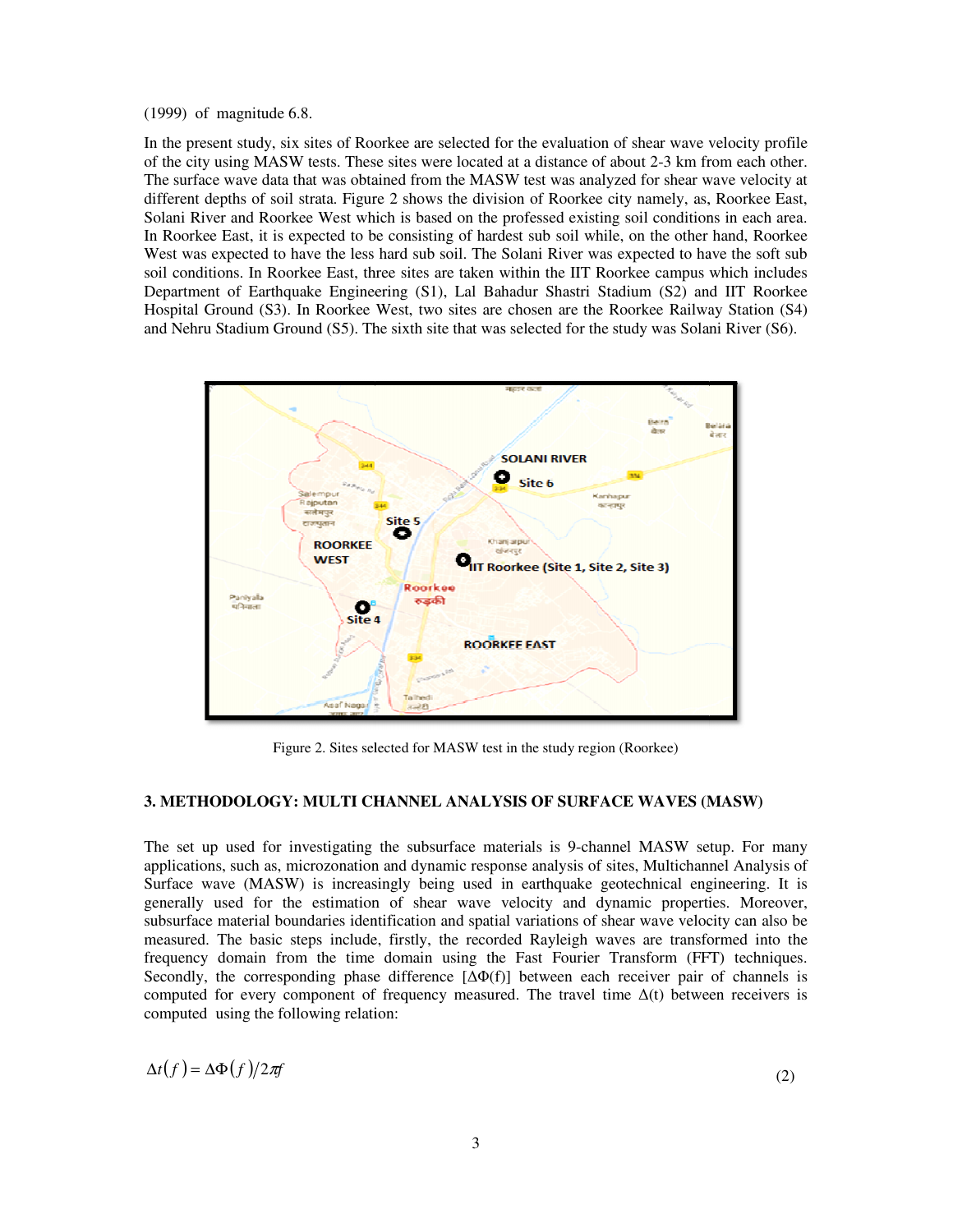(1999) of magnitude 6.8.

In the present study, six sites of Roorkee are selected for the evaluation of shear wave velocity profile of the city using MASW tests. These sites were located at a distance of about 2-3 km from each other. The surface wave data that was obtained from the MASW test was analyzed for shear wave velocity at different depths of soil strata. Figure 2 shows the division of Roorkee city namely, as, Roorkee East, Solani River and Roorkee West which is based on the professed existing soil conditions in each area. In Roorkee East, it is expected to be consisting of hardest sub soil while, on the other hand, Roorkee West was expected to have the less hard sub soil. The Solani River was expected to have the soft sub soil conditions. In Roorkee East, three sites are taken within the IIT Roorkee campus which includes Department of Earthquake Engineering (S1), Lal Bahadur Shastri Stadium (S2) and IIT Roorkee Hospital Ground (S3). In Roorkee West, two sites are chosen are the Roorkee Railway Station (S4) and Nehru Stadium Ground (S5). The sixth site that was selected for the study was Solani River (S6).

SOLANI RIVER
Site 6
Site 5
ROORKEE WEST
IIT Roorkee (Site 1, Site 2, Site 3)
Roorkee
Site 4
ROORKEE EAST

Figure 2. Sites selected for MASW test in the study region (Roorkee)

## 3. METHODOLOGY: MULTI CHANNEL ANALYSIS OF SURFACE WAVES (MASW)

The set up used for investigating the subsurface materials is 9-channel MASW setup. For many applications, such as, microzonation and dynamic response analysis of sites, Multichannel Analysis of Surface wave (MASW) is increasingly being used in earthquake geotechnical engineering. It is generally used for the estimation of shear wave velocity and dynamic properties. Moreover, subsurface material boundaries identification and spatial variations of shear wave velocity can also be measured. The basic steps include, firstly, the recorded Rayleigh waves are transformed into the frequency domain from the time domain using the Fast Fourier Transform (FFT) techniques. Secondly, the corresponding phase difference [$\Delta\Phi(f)$] between each receiver pair of channels is computed for every component of frequency measured. The travel time $\Delta(t)$ between receivers is computed using the following relation:

$$\Delta t(f) = \Delta\Phi(f)/2\pi f \tag{2}$$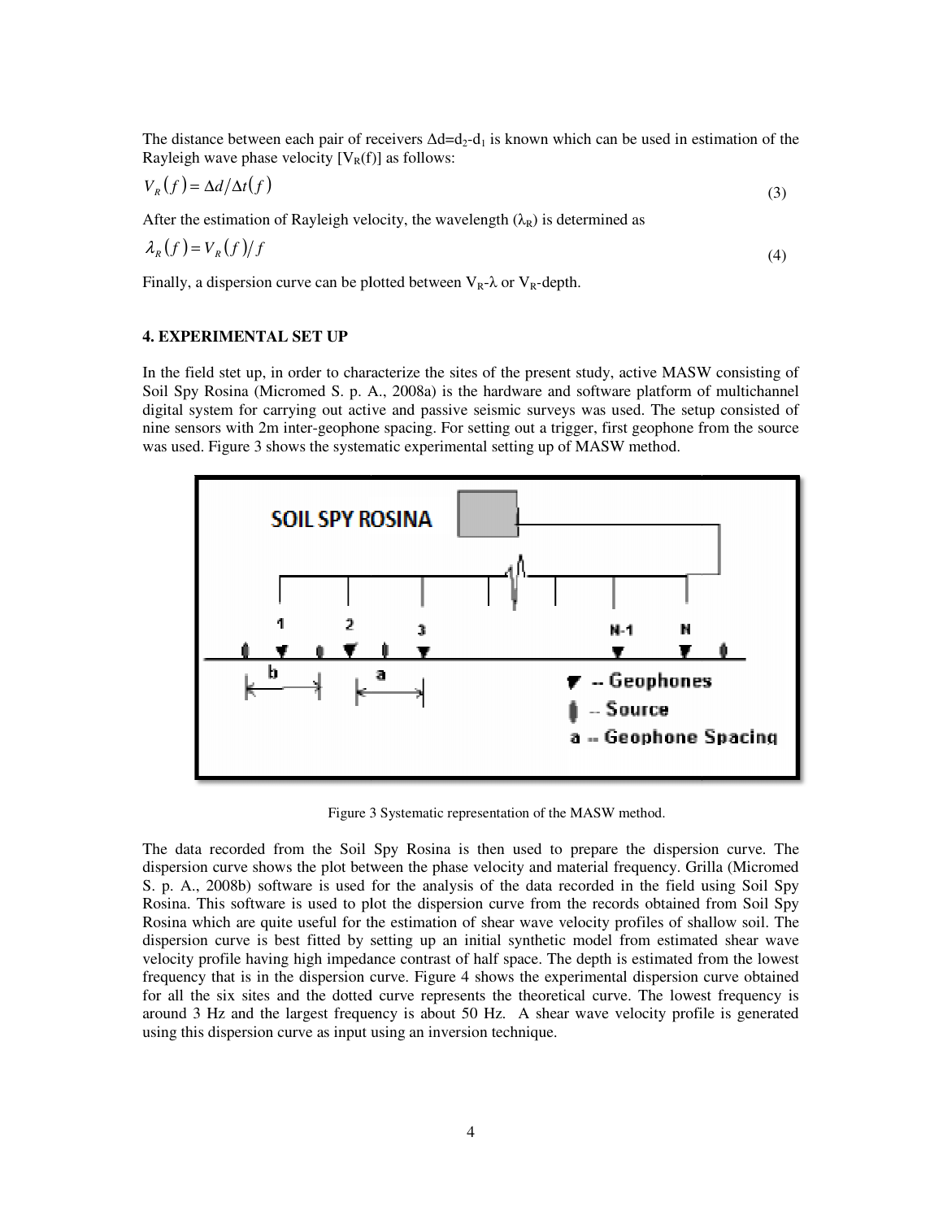The distance between each pair of receivers $\Delta d = d_2 - d_1$ is known which can be used in estimation of the Rayleigh wave phase velocity [$V_R(f)$] as follows:

$$V_R(f) = \Delta d / \Delta t(f) \tag{3}$$

After the estimation of Rayleigh velocity, the wavelength ($\lambda_R$) is determined as

$$\lambda_R(f) = V_R(f)/f \tag{4}$$

Finally, a dispersion curve can be plotted between $V_R$-$\lambda$ or $V_R$-depth.

### 4. EXPERIMENTAL SET UP

In the field stet up, in order to characterize the sites of the present study, active MASW consisting of Soil Spy Rosina (Micromed S. p. A., 2008a) is the hardware and software platform of multichannel digital system for carrying out active and passive seismic surveys was used. The setup consisted of nine sensors with 2m inter-geophone spacing. For setting out a trigger, first geophone from the source was used. Figure 3 shows the systematic experimental setting up of MASW method.

SOIL SPY ROSINA

1 2 3 N-1 N

b a

-- Geophones

-- Source

a -- Geophone Spacing

Figure 3 Systematic representation of the MASW method.

The data recorded from the Soil Spy Rosina is then used to prepare the dispersion curve. The dispersion curve shows the plot between the phase velocity and material frequency. Grilla (Micromed S. p. A., 2008b) software is used for the analysis of the data recorded in the field using Soil Spy Rosina. This software is used to plot the dispersion curve from the records obtained from Soil Spy Rosina which are quite useful for the estimation of shear wave velocity profiles of shallow soil. The dispersion curve is best fitted by setting up an initial synthetic model from estimated shear wave velocity profile having high impedance contrast of half space. The depth is estimated from the lowest frequency that is in the dispersion curve. Figure 4 shows the experimental dispersion curve obtained for all the six sites and the dotted curve represents the theoretical curve. The lowest frequency is around 3 Hz and the largest frequency is about 50 Hz. A shear wave velocity profile is generated using this dispersion curve as input using an inversion technique.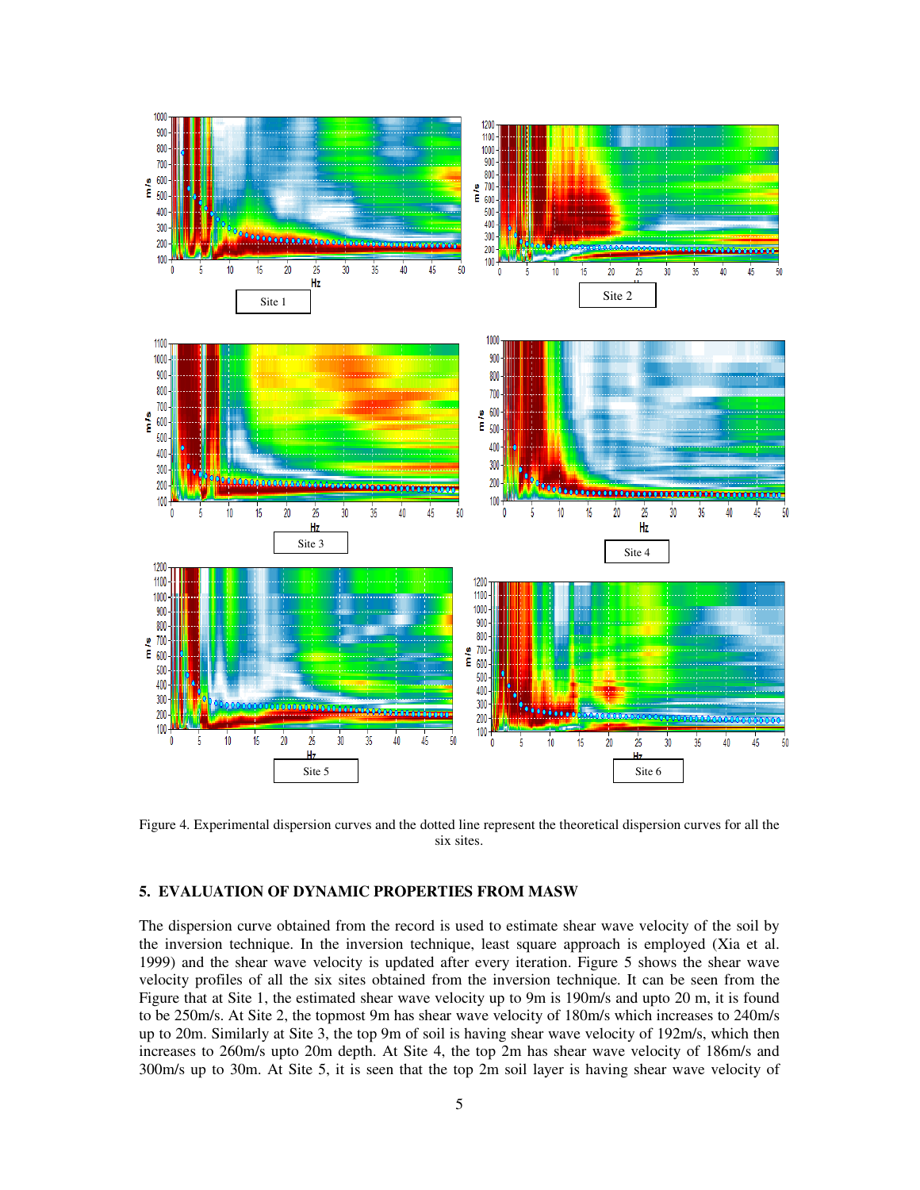Site 1

Site 2

Site 3

Site 4

Site 5

Site 6

Figure 4. Experimental dispersion curves and the dotted line represent the theoretical dispersion curves for all the six sites.

## 5. EVALUATION OF DYNAMIC PROPERTIES FROM MASW

The dispersion curve obtained from the record is used to estimate shear wave velocity of the soil by the inversion technique. In the inversion technique, least square approach is employed (Xia et al. 1999) and the shear wave velocity is updated after every iteration. Figure 5 shows the shear wave velocity profiles of all the six sites obtained from the inversion technique. It can be seen from the Figure that at Site 1, the estimated shear wave velocity up to 9m is 190m/s and upto 20 m, it is found to be 250m/s. At Site 2, the topmost 9m has shear wave velocity of 180m/s which increases to 240m/s up to 20m. Similarly at Site 3, the top 9m of soil is having shear wave velocity of 192m/s, which then increases to 260m/s upto 20m depth. At Site 4, the top 2m has shear wave velocity of 186m/s and 300m/s up to 30m. At Site 5, it is seen that the top 2m soil layer is having shear wave velocity of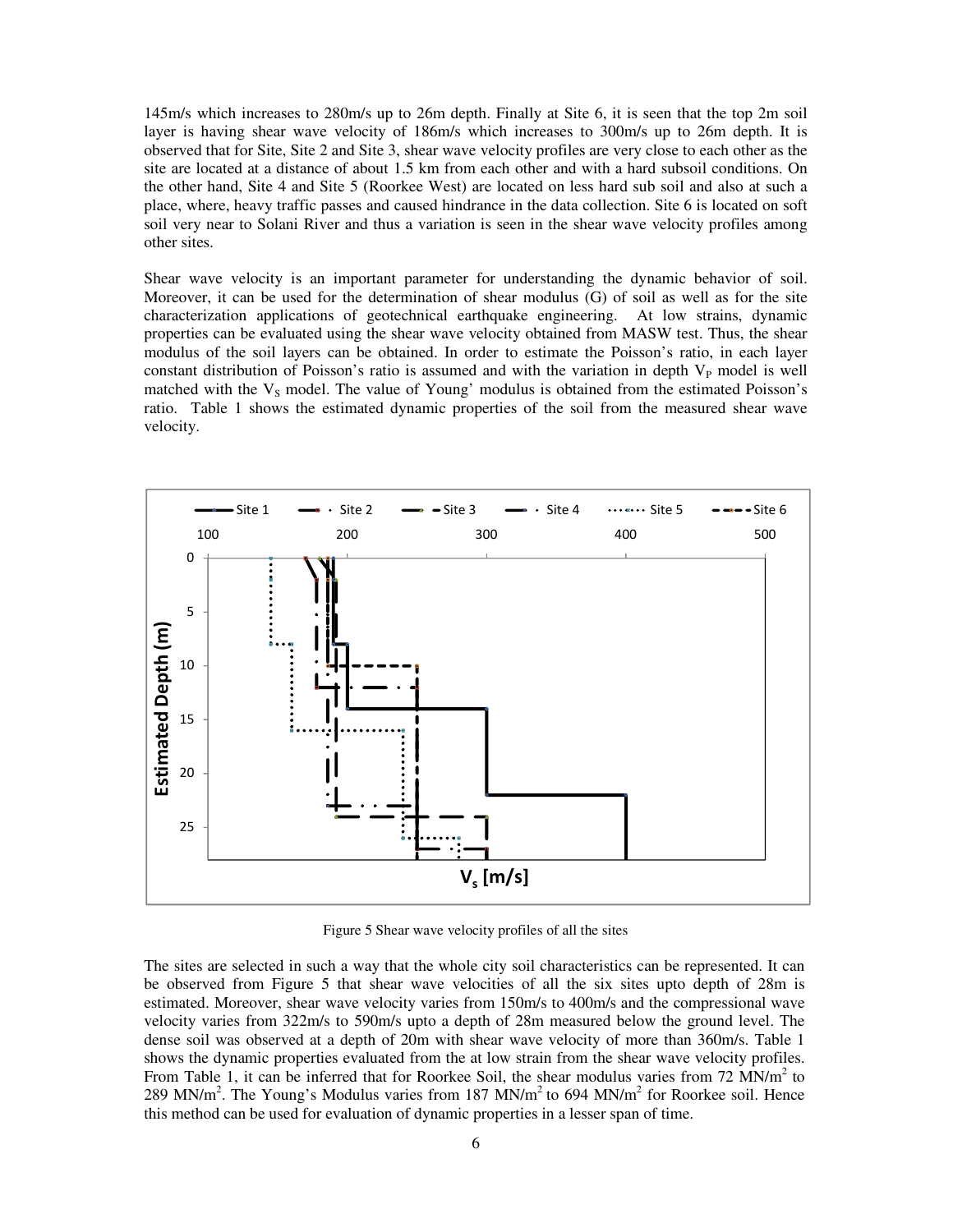145m/s which increases to 280m/s up to 26m depth. Finally at Site 6, it is seen that the top 2m soil layer is having shear wave velocity of 186m/s which increases to 300m/s up to 26m depth. It is observed that for Site, Site 2 and Site 3, shear wave velocity profiles are very close to each other as the site are located at a distance of about 1.5 km from each other and with a hard subsoil conditions. On the other hand, Site 4 and Site 5 (Roorkee West) are located on less hard sub soil and also at such a place, where, heavy traffic passes and caused hindrance in the data collection. Site 6 is located on soft soil very near to Solani River and thus a variation is seen in the shear wave velocity profiles among other sites.

Shear wave velocity is an important parameter for understanding the dynamic behavior of soil. Moreover, it can be used for the determination of shear modulus (G) of soil as well as for the site characterization applications of geotechnical earthquake engineering. At low strains, dynamic properties can be evaluated using the shear wave velocity obtained from MASW test. Thus, the shear modulus of the soil layers can be obtained. In order to estimate the Poisson's ratio, in each layer constant distribution of Poisson's ratio is assumed and with the variation in depth $V_P$ model is well matched with the $V_S$ model. The value of Young' modulus is obtained from the estimated Poisson's ratio. Table 1 shows the estimated dynamic properties of the soil from the measured shear wave velocity.

Figure 5 Shear wave velocity profiles of all the sites

The sites are selected in such a way that the whole city soil characteristics can be represented. It can be observed from Figure 5 that shear wave velocities of all the six sites upto depth of 28m is estimated. Moreover, shear wave velocity varies from 150m/s to 400m/s and the compressional wave velocity varies from 322m/s to 590m/s upto a depth of 28m measured below the ground level. The dense soil was observed at a depth of 20m with shear wave velocity of more than 360m/s. Table 1 shows the dynamic properties evaluated from the at low strain from the shear wave velocity profiles. From Table 1, it can be inferred that for Roorkee Soil, the shear modulus varies from 72 MN/m$^2$ to 289 MN/m$^2$. The Young's Modulus varies from 187 MN/m$^2$ to 694 MN/m$^2$ for Roorkee soil. Hence this method can be used for evaluation of dynamic properties in a lesser span of time.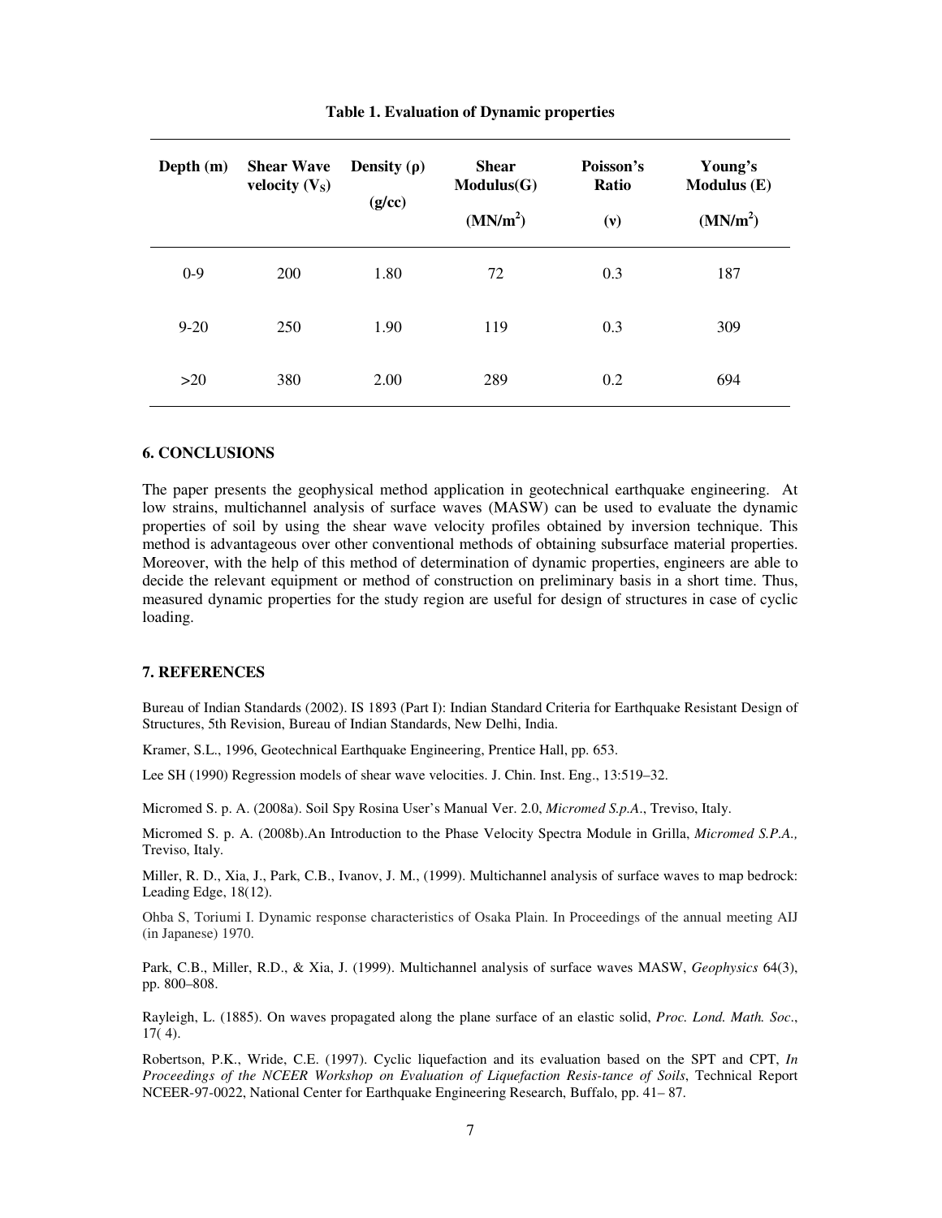**Table 1. Evaluation of Dynamic properties**

| Depth (m) | Shear Wave velocity ($V_S$) | Density ($\rho$) (g/cc) | Shear Modulus(G) ($MN/m^2$) | Poisson's Ratio ($\nu$) | Young's Modulus (E) ($MN/m^2$) |
|---|---|---|---|---|---|
| 0-9 | 200 | 1.80 | 72 | 0.3 | 187 |
| 9-20 | 250 | 1.90 | 119 | 0.3 | 309 |
| >20 | 380 | 2.00 | 289 | 0.2 | 694 |

## 6. CONCLUSIONS

The paper presents the geophysical method application in geotechnical earthquake engineering. At low strains, multichannel analysis of surface waves (MASW) can be used to evaluate the dynamic properties of soil by using the shear wave velocity profiles obtained by inversion technique. This method is advantageous over other conventional methods of obtaining subsurface material properties. Moreover, with the help of this method of determination of dynamic properties, engineers are able to decide the relevant equipment or method of construction on preliminary basis in a short time. Thus, measured dynamic properties for the study region are useful for design of structures in case of cyclic loading.

## 7. REFERENCES

Bureau of Indian Standards (2002). IS 1893 (Part I): Indian Standard Criteria for Earthquake Resistant Design of Structures, 5th Revision, Bureau of Indian Standards, New Delhi, India.

Kramer, S.L., 1996, Geotechnical Earthquake Engineering, Prentice Hall, pp. 653.

Lee SH (1990) Regression models of shear wave velocities. J. Chin. Inst. Eng., 13:519–32.

Micromed S. p. A. (2008a). Soil Spy Rosina User's Manual Ver. 2.0, *Micromed S.p.A*., Treviso, Italy.

Micromed S. p. A. (2008b).An Introduction to the Phase Velocity Spectra Module in Grilla, *Micromed S.P.A.,* Treviso, Italy.

Miller, R. D., Xia, J., Park, C.B., Ivanov, J. M., (1999). Multichannel analysis of surface waves to map bedrock: Leading Edge, 18(12).

Ohba S, Toriumi I. Dynamic response characteristics of Osaka Plain. In Proceedings of the annual meeting AIJ (in Japanese) 1970.

Park, C.B., Miller, R.D., & Xia, J. (1999). Multichannel analysis of surface waves MASW, *Geophysics* 64(3), pp. 800–808.

Rayleigh, L. (1885). On waves propagated along the plane surface of an elastic solid, *Proc. Lond. Math. Soc*., 17( 4).

Robertson, P.K., Wride, C.E. (1997). Cyclic liquefaction and its evaluation based on the SPT and CPT, *In Proceedings of the NCEER Workshop on Evaluation of Liquefaction Resis-tance of Soils*, Technical Report NCEER-97-0022, National Center for Earthquake Engineering Research, Buffalo, pp. 41– 87.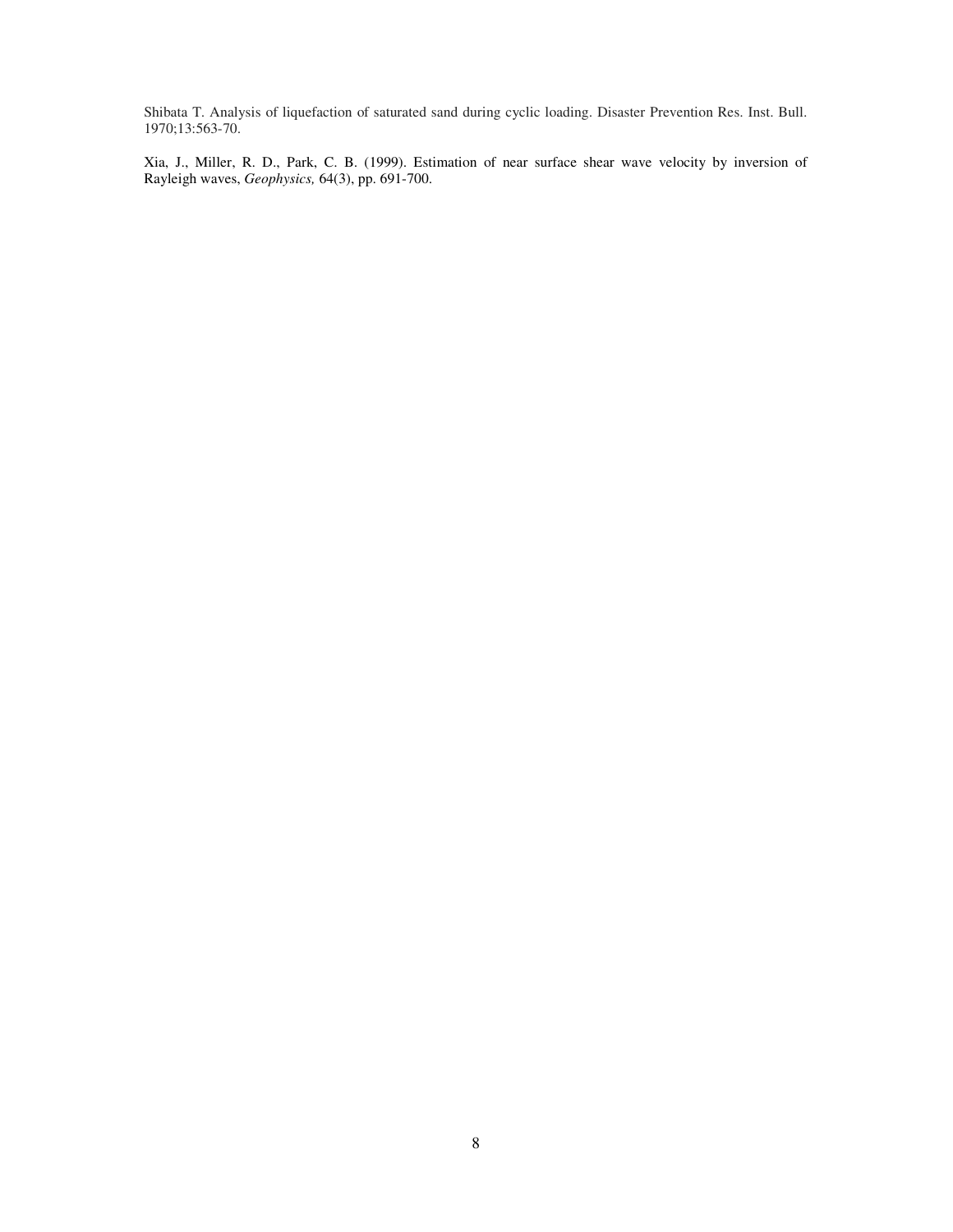Shibata T. Analysis of liquefaction of saturated sand during cyclic loading. Disaster Prevention Res. Inst. Bull. 1970;13:563-70.

Xia, J., Miller, R. D., Park, C. B. (1999). Estimation of near surface shear wave velocity by inversion of Rayleigh waves, *Geophysics,* 64(3), pp. 691-700.